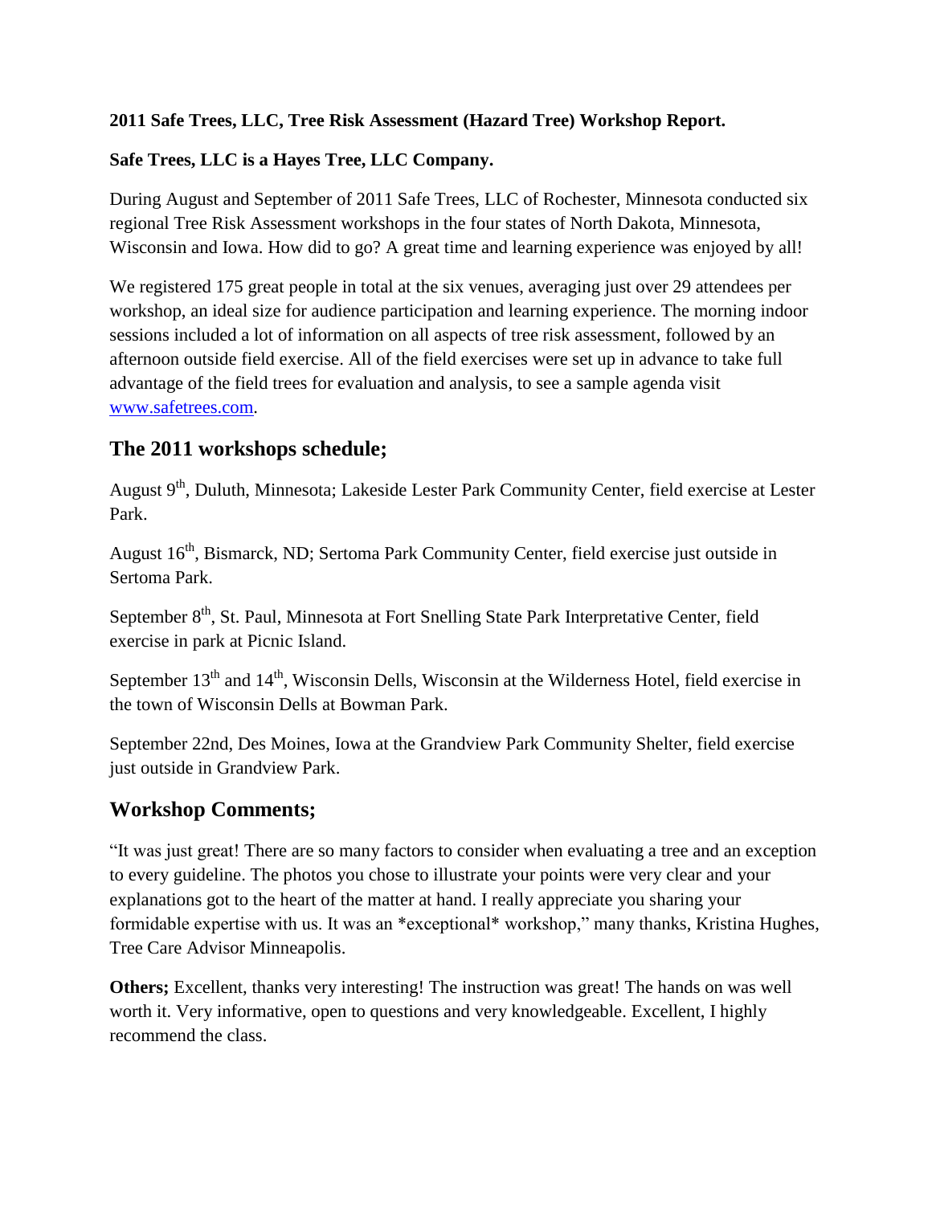**2011 Safe Trees, LLC, Tree Risk Assessment (Hazard Tree) Workshop Report.**

**Safe Trees, LLC is a Hayes Tree, LLC Company.**

During August and September of 2011 Safe Trees, LLC of Rochester, Minnesota conducted six regional Tree Risk Assessment workshops in the four states of North Dakota, Minnesota, Wisconsin and Iowa. How did to go? A great time and learning experience was enjoyed by all!

We registered 175 great people in total at the six venues, averaging just over 29 attendees per workshop, an ideal size for audience participation and learning experience. The morning indoor sessions included a lot of information on all aspects of tree risk assessment, followed by an afternoon outside field exercise. All of the field exercises were set up in advance to take full advantage of the field trees for evaluation and analysis, to see a sample agenda visit [www.safetrees.com](http://www.safetrees.com).

## The 2011 workshops schedule;

August 9th, Duluth, Minnesota; Lakeside Lester Park Community Center, field exercise at Lester Park.

August 16th, Bismarck, ND; Sertoma Park Community Center, field exercise just outside in Sertoma Park.

September 8th, St. Paul, Minnesota at Fort Snelling State Park Interpretative Center, field exercise in park at Picnic Island.

September 13th and 14th, Wisconsin Dells, Wisconsin at the Wilderness Hotel, field exercise in the town of Wisconsin Dells at Bowman Park.

September 22nd, Des Moines, Iowa at the Grandview Park Community Shelter, field exercise just outside in Grandview Park.

## Workshop Comments;

"It was just great! There are so many factors to consider when evaluating a tree and an exception to every guideline. The photos you chose to illustrate your points were very clear and your explanations got to the heart of the matter at hand. I really appreciate you sharing your formidable expertise with us. It was an *exceptional* workshop," many thanks, Kristina Hughes, Tree Care Advisor Minneapolis.

**Others;** Excellent, thanks very interesting! The instruction was great! The hands on was well worth it. Very informative, open to questions and very knowledgeable. Excellent, I highly recommend the class.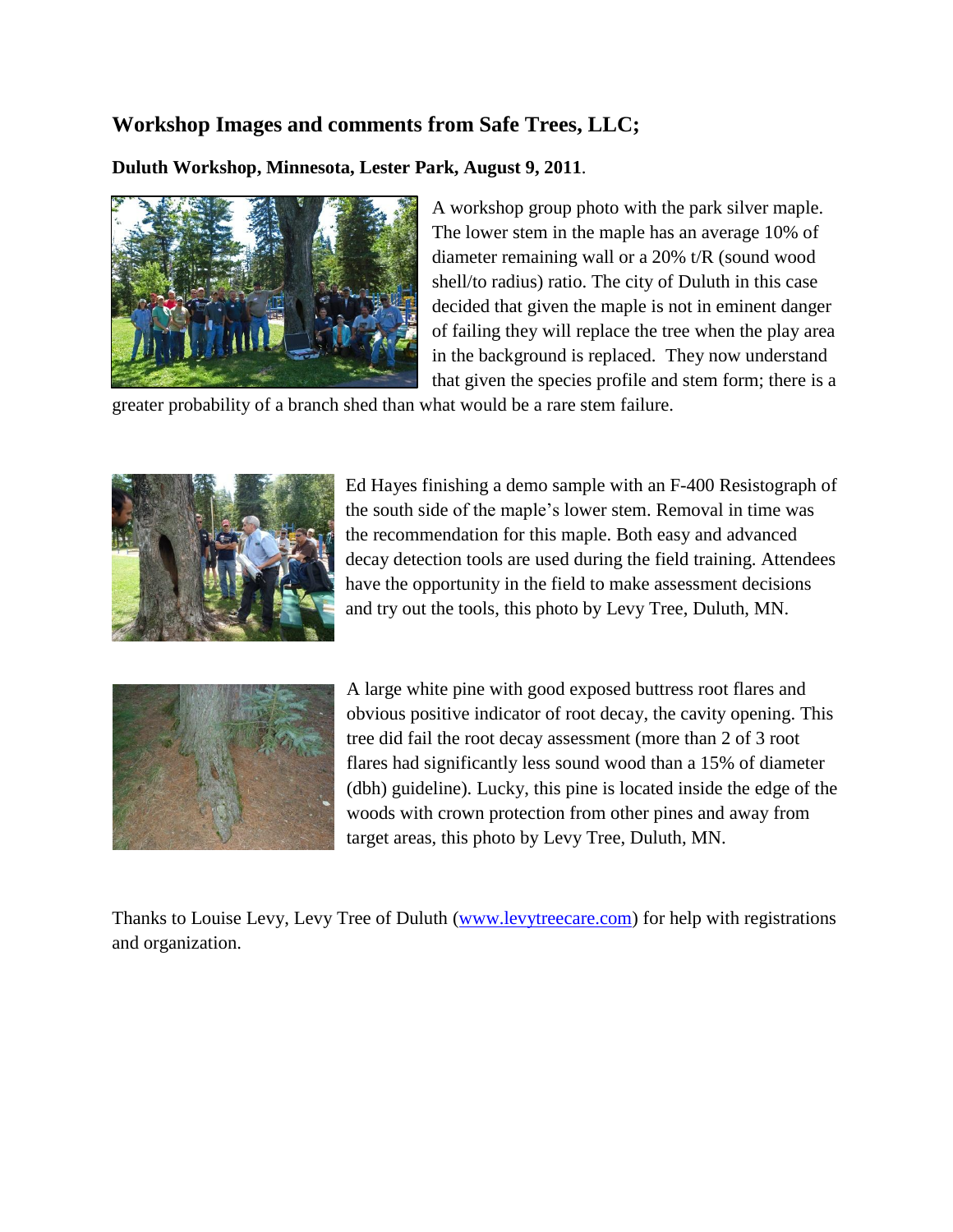## Workshop Images and comments from Safe Trees, LLC;

**Duluth Workshop, Minnesota, Lester Park, August 9, 2011**.

A workshop group photo with the park silver maple. The lower stem in the maple has an average 10% of diameter remaining wall or a 20% t/R (sound wood shell/to radius) ratio. The city of Duluth in this case decided that given the maple is not in eminent danger of failing they will replace the tree when the play area in the background is replaced. They now understand that given the species profile and stem form; there is a greater probability of a branch shed than what would be a rare stem failure.

Ed Hayes finishing a demo sample with an F-400 Resistograph of the south side of the maple's lower stem. Removal in time was the recommendation for this maple. Both easy and advanced decay detection tools are used during the field training. Attendees have the opportunity in the field to make assessment decisions and try out the tools, this photo by Levy Tree, Duluth, MN.

A large white pine with good exposed buttress root flares and obvious positive indicator of root decay, the cavity opening. This tree did fail the root decay assessment (more than 2 of 3 root flares had significantly less sound wood than a 15% of diameter (dbh) guideline). Lucky, this pine is located inside the edge of the woods with crown protection from other pines and away from target areas, this photo by Levy Tree, Duluth, MN.

Thanks to Louise Levy, Levy Tree of Duluth (www.levytreecare.com) for help with registrations and organization.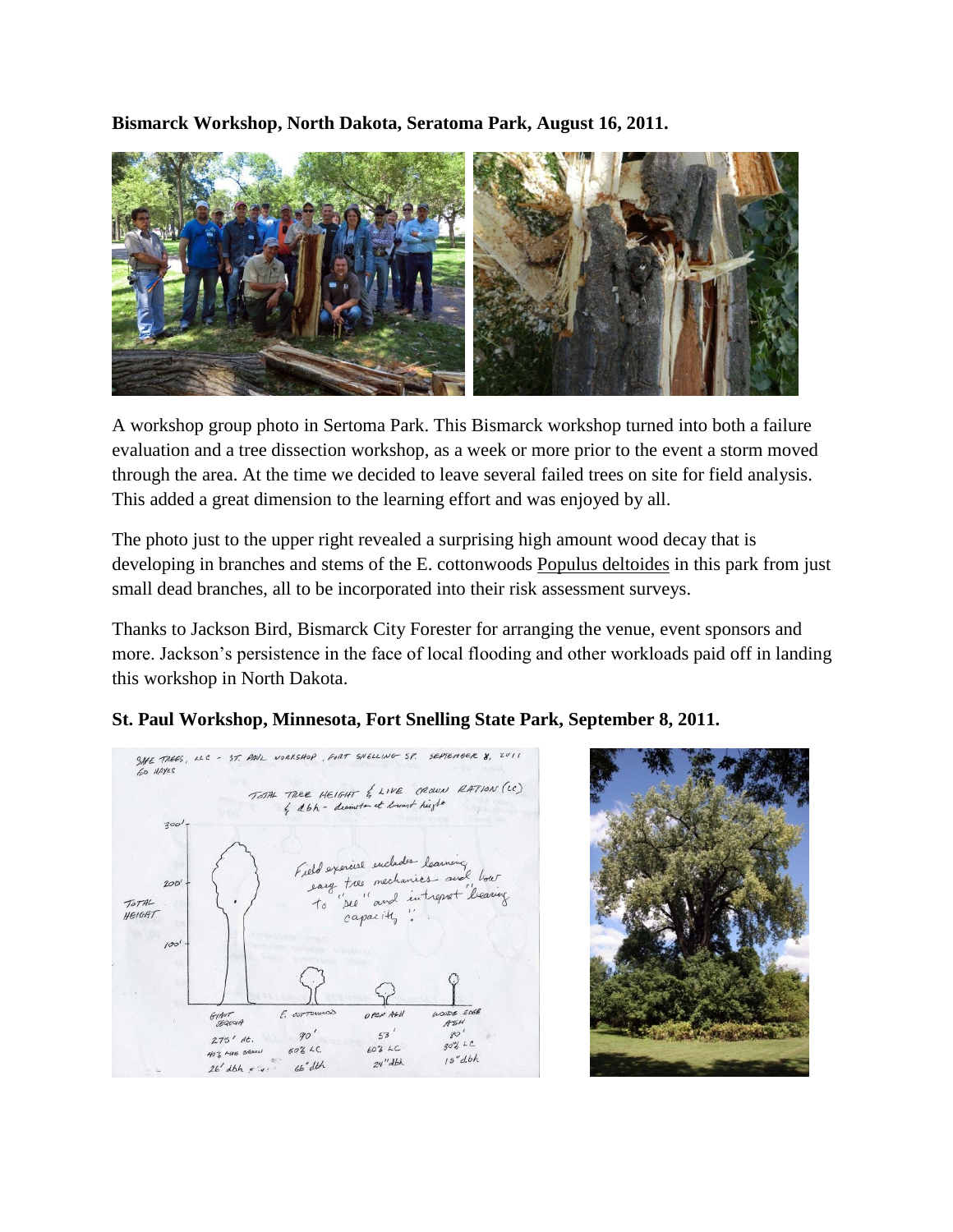**Bismarck Workshop, North Dakota, Seratoma Park, August 16, 2011.**

A workshop group photo in Sertoma Park. This Bismarck workshop turned into both a failure evaluation and a tree dissection workshop, as a week or more prior to the event a storm moved through the area. At the time we decided to leave several failed trees on site for field analysis. This added a great dimension to the learning effort and was enjoyed by all.

The photo just to the upper right revealed a surprising high amount wood decay that is developing in branches and stems of the E. cottonwoods Populus deltoides in this park from just small dead branches, all to be incorporated into their risk assessment surveys.

Thanks to Jackson Bird, Bismarck City Forester for arranging the venue, event sponsors and more. Jackson's persistence in the face of local flooding and other workloads paid off in landing this workshop in North Dakota.

**St. Paul Workshop, Minnesota, Fort Snelling State Park, September 8, 2011.**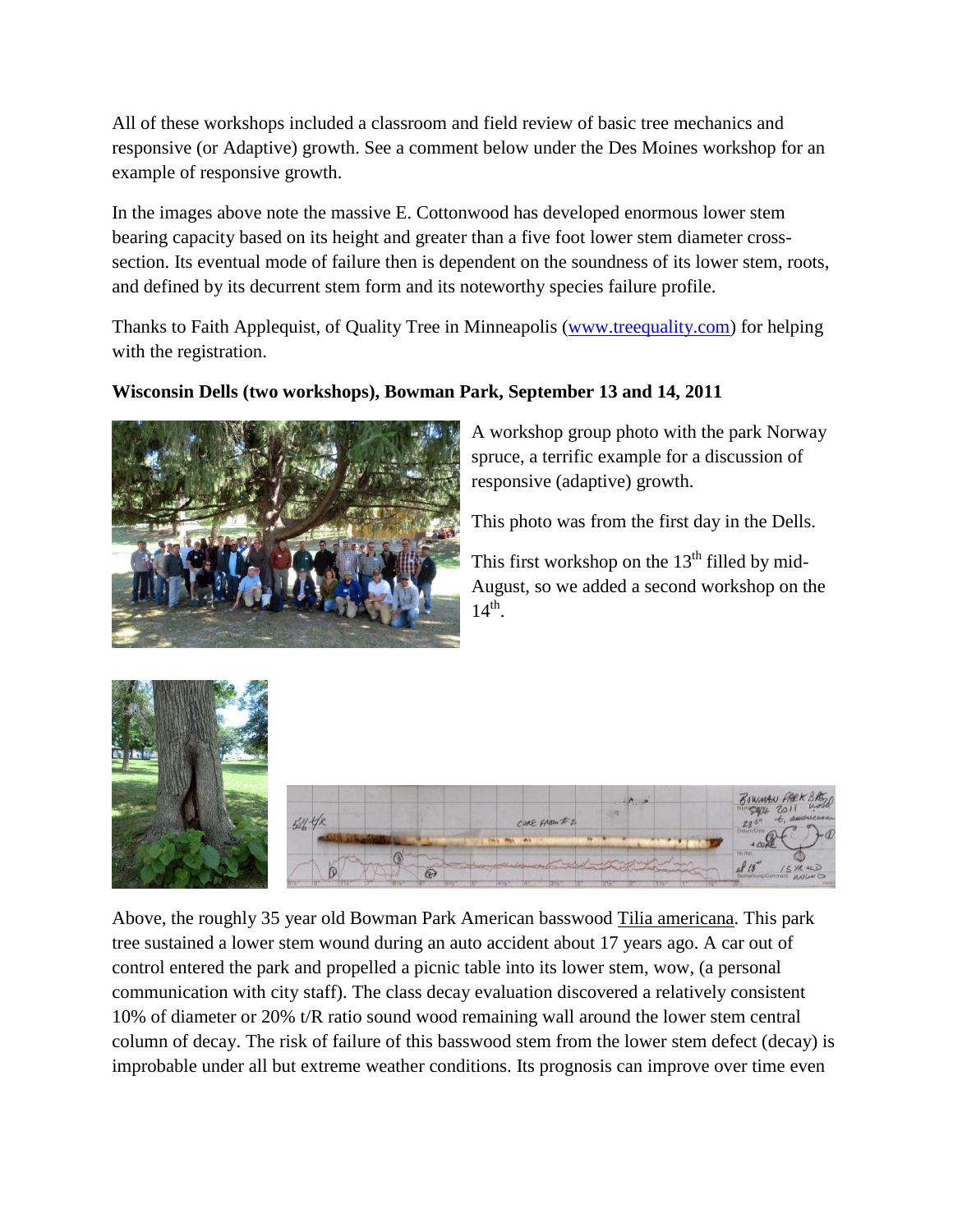All of these workshops included a classroom and field review of basic tree mechanics and responsive (or Adaptive) growth. See a comment below under the Des Moines workshop for an example of responsive growth.

In the images above note the massive E. Cottonwood has developed enormous lower stem bearing capacity based on its height and greater than a five foot lower stem diameter cross-section. Its eventual mode of failure then is dependent on the soundness of its lower stem, roots, and defined by its decurrent stem form and its noteworthy species failure profile.

Thanks to Faith Applequist, of Quality Tree in Minneapolis (www.treequality.com) for helping with the registration.

**Wisconsin Dells (two workshops), Bowman Park, September 13 and 14, 2011**

A workshop group photo with the park Norway spruce, a terrific example for a discussion of responsive (adaptive) growth.

This photo was from the first day in the Dells.

This first workshop on the 13th filled by mid-August, so we added a second workshop on the 14th.

Above, the roughly 35 year old Bowman Park American basswood Tilia americana. This park tree sustained a lower stem wound during an auto accident about 17 years ago. A car out of control entered the park and propelled a picnic table into its lower stem, wow, (a personal communication with city staff). The class decay evaluation discovered a relatively consistent 10% of diameter or 20% t/R ratio sound wood remaining wall around the lower stem central column of decay. The risk of failure of this basswood stem from the lower stem defect (decay) is improbable under all but extreme weather conditions. Its prognosis can improve over time even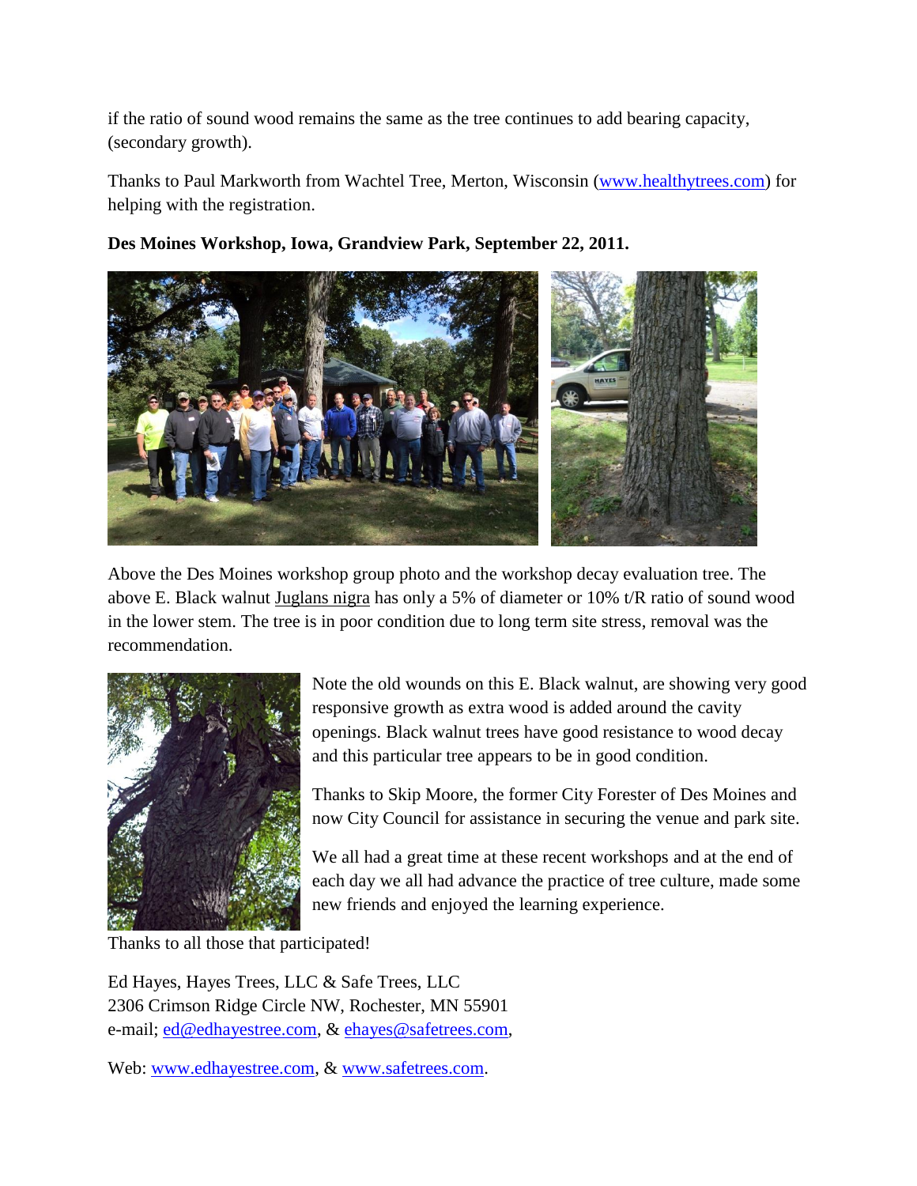if the ratio of sound wood remains the same as the tree continues to add bearing capacity, (secondary growth).

Thanks to Paul Markworth from Wachtel Tree, Merton, Wisconsin (www.healthytrees.com) for helping with the registration.

**Des Moines Workshop, Iowa, Grandview Park, September 22, 2011.**

Above the Des Moines workshop group photo and the workshop decay evaluation tree. The above E. Black walnut Juglans nigra has only a 5% of diameter or 10% t/R ratio of sound wood in the lower stem. The tree is in poor condition due to long term site stress, removal was the recommendation.

Note the old wounds on this E. Black walnut, are showing very good responsive growth as extra wood is added around the cavity openings. Black walnut trees have good resistance to wood decay and this particular tree appears to be in good condition.

Thanks to Skip Moore, the former City Forester of Des Moines and now City Council for assistance in securing the venue and park site.

We all had a great time at these recent workshops and at the end of each day we all had advance the practice of tree culture, made some new friends and enjoyed the learning experience.

Thanks to all those that participated!

Ed Hayes, Hayes Trees, LLC & Safe Trees, LLC
2306 Crimson Ridge Circle NW, Rochester, MN 55901
e-mail; ed@edhayestree.com, & ehayes@safetrees.com,

Web: www.edhayestree.com, & www.safetrees.com.